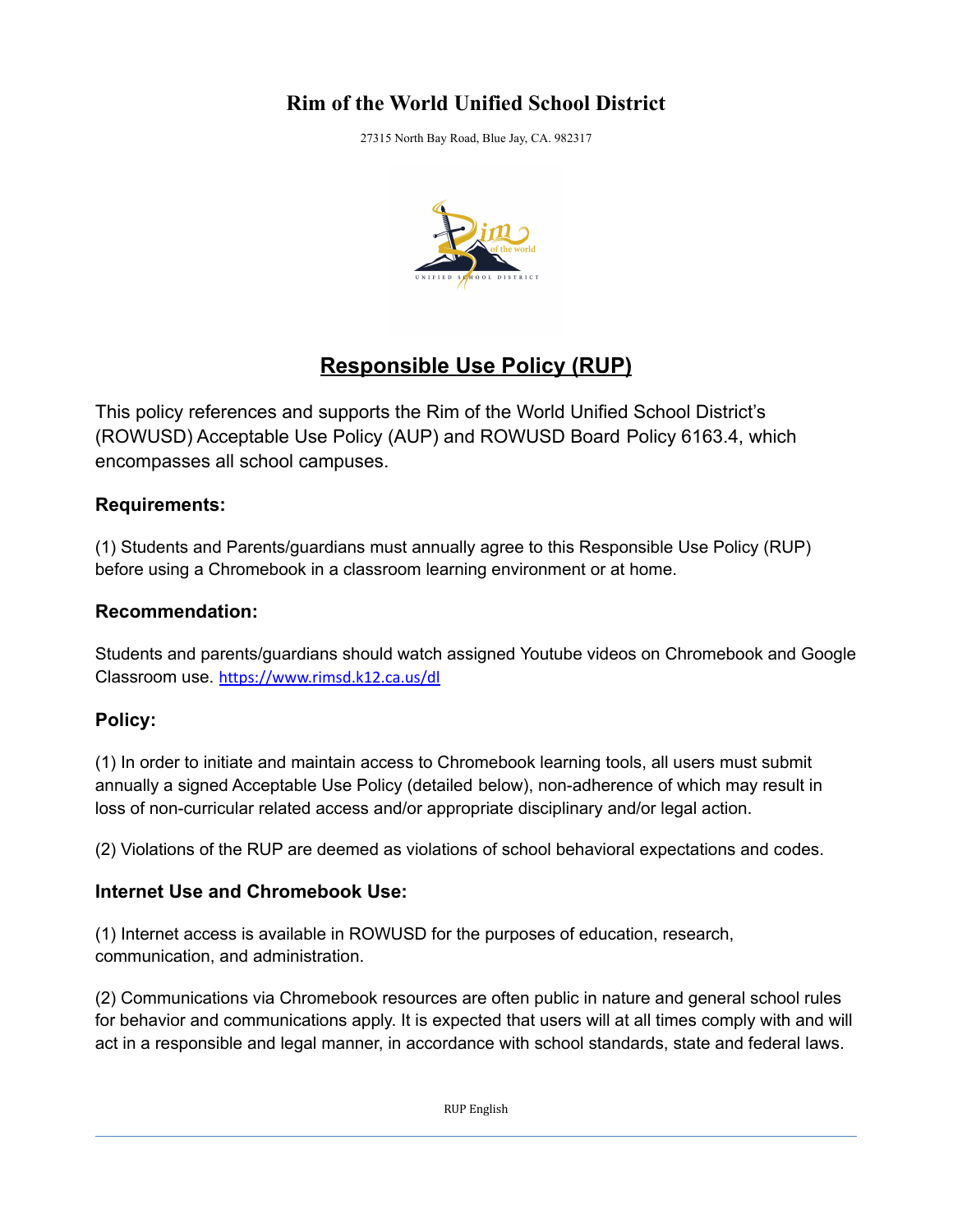# Rim of the World Unified School District

27315 North Bay Road, Blue Jay, CA. 982317

## Responsible Use Policy (RUP)

This policy references and supports the Rim of the World Unified School District's (ROWUSD) Acceptable Use Policy (AUP) and ROWUSD Board Policy 6163.4, which encompasses all school campuses.

### Requirements:

(1) Students and Parents/guardians must annually agree to this Responsible Use Policy (RUP) before using a Chromebook in a classroom learning environment or at home.

### Recommendation:

Students and parents/guardians should watch assigned Youtube videos on Chromebook and Google Classroom use. https://www.rimsd.k12.ca.us/dl

### Policy:

(1) In order to initiate and maintain access to Chromebook learning tools, all users must submit annually a signed Acceptable Use Policy (detailed below), non-adherence of which may result in loss of non-curricular related access and/or appropriate disciplinary and/or legal action.

(2) Violations of the RUP are deemed as violations of school behavioral expectations and codes.

### Internet Use and Chromebook Use:

(1) Internet access is available in ROWUSD for the purposes of education, research, communication, and administration.

(2) Communications via Chromebook resources are often public in nature and general school rules for behavior and communications apply. It is expected that users will at all times comply with and will act in a responsible and legal manner, in accordance with school standards, state and federal laws.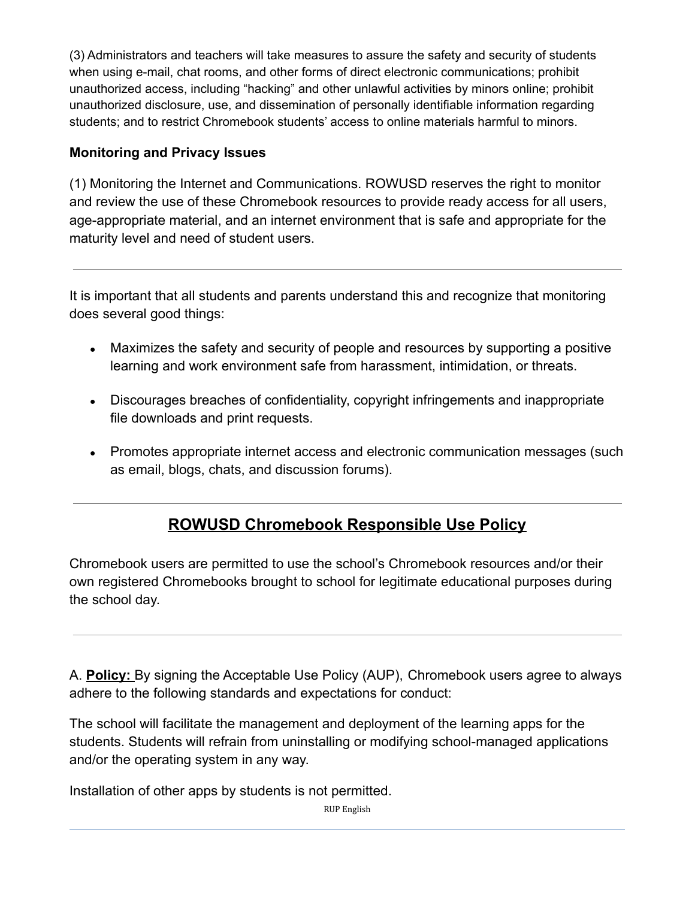(3) Administrators and teachers will take measures to assure the safety and security of students when using e-mail, chat rooms, and other forms of direct electronic communications; prohibit unauthorized access, including "hacking" and other unlawful activities by minors online; prohibit unauthorized disclosure, use, and dissemination of personally identifiable information regarding students; and to restrict Chromebook students' access to online materials harmful to minors.

**Monitoring and Privacy Issues**

(1) Monitoring the Internet and Communications. ROWUSD reserves the right to monitor and review the use of these Chromebook resources to provide ready access for all users, age-appropriate material, and an internet environment that is safe and appropriate for the maturity level and need of student users.

---

It is important that all students and parents understand this and recognize that monitoring does several good things:

- Maximizes the safety and security of people and resources by supporting a positive learning and work environment safe from harassment, intimidation, or threats.
- Discourages breaches of confidentiality, copyright infringements and inappropriate file downloads and print requests.
- Promotes appropriate internet access and electronic communication messages (such as email, blogs, chats, and discussion forums).

---

## ROWUSD Chromebook Responsible Use Policy

Chromebook users are permitted to use the school's Chromebook resources and/or their own registered Chromebooks brought to school for legitimate educational purposes during the school day.

---

A. **Policy:** By signing the Acceptable Use Policy (AUP), Chromebook users agree to always adhere to the following standards and expectations for conduct:

The school will facilitate the management and deployment of the learning apps for the students. Students will refrain from uninstalling or modifying school-managed applications and/or the operating system in any way.

Installation of other apps by students is not permitted.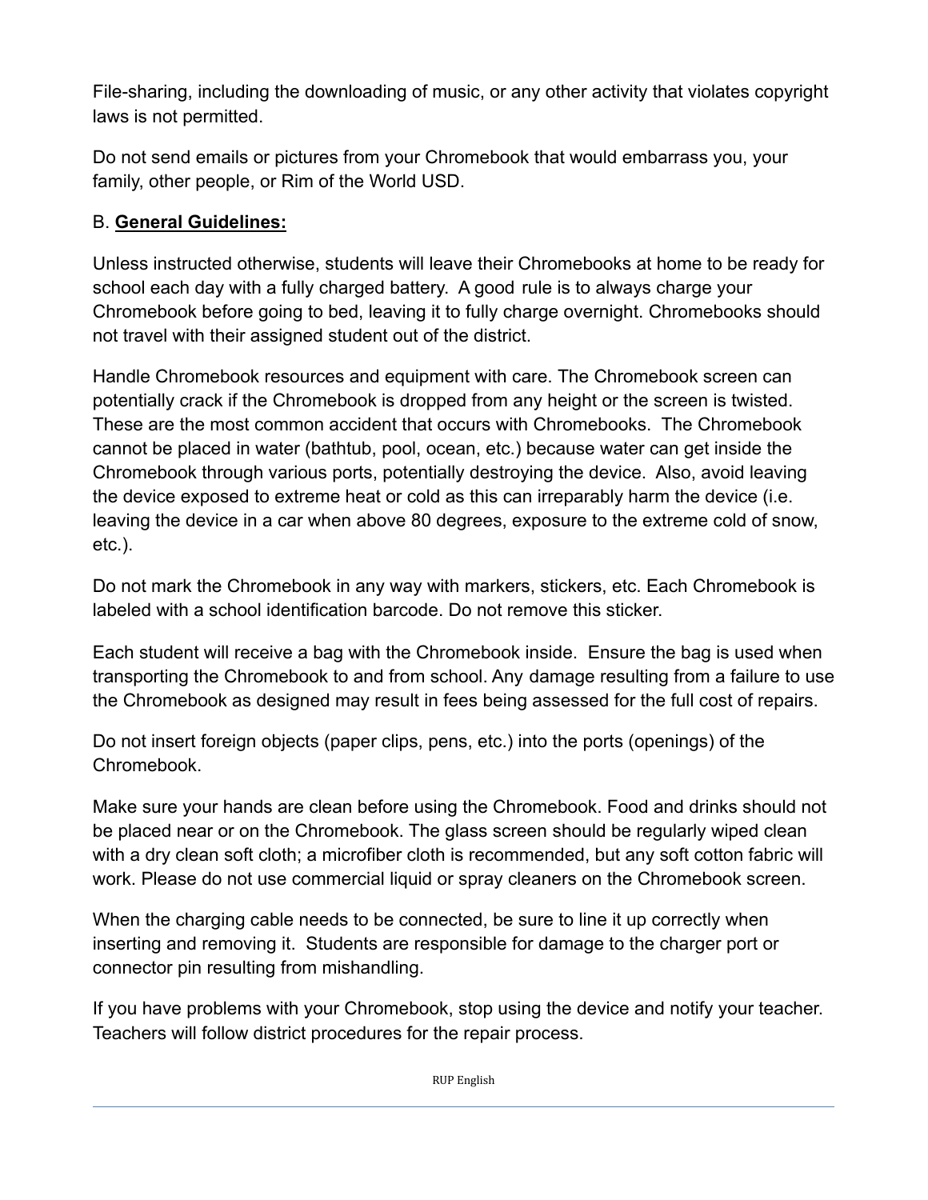File-sharing, including the downloading of music, or any other activity that violates copyright laws is not permitted.

Do not send emails or pictures from your Chromebook that would embarrass you, your family, other people, or Rim of the World USD.

B. **General Guidelines:**

Unless instructed otherwise, students will leave their Chromebooks at home to be ready for school each day with a fully charged battery. A good rule is to always charge your Chromebook before going to bed, leaving it to fully charge overnight. Chromebooks should not travel with their assigned student out of the district.

Handle Chromebook resources and equipment with care. The Chromebook screen can potentially crack if the Chromebook is dropped from any height or the screen is twisted. These are the most common accident that occurs with Chromebooks. The Chromebook cannot be placed in water (bathtub, pool, ocean, etc.) because water can get inside the Chromebook through various ports, potentially destroying the device. Also, avoid leaving the device exposed to extreme heat or cold as this can irreparably harm the device (i.e. leaving the device in a car when above 80 degrees, exposure to the extreme cold of snow, etc.).

Do not mark the Chromebook in any way with markers, stickers, etc. Each Chromebook is labeled with a school identification barcode. Do not remove this sticker.

Each student will receive a bag with the Chromebook inside. Ensure the bag is used when transporting the Chromebook to and from school. Any damage resulting from a failure to use the Chromebook as designed may result in fees being assessed for the full cost of repairs.

Do not insert foreign objects (paper clips, pens, etc.) into the ports (openings) of the Chromebook.

Make sure your hands are clean before using the Chromebook. Food and drinks should not be placed near or on the Chromebook. The glass screen should be regularly wiped clean with a dry clean soft cloth; a microfiber cloth is recommended, but any soft cotton fabric will work. Please do not use commercial liquid or spray cleaners on the Chromebook screen.

When the charging cable needs to be connected, be sure to line it up correctly when inserting and removing it. Students are responsible for damage to the charger port or connector pin resulting from mishandling.

If you have problems with your Chromebook, stop using the device and notify your teacher. Teachers will follow district procedures for the repair process.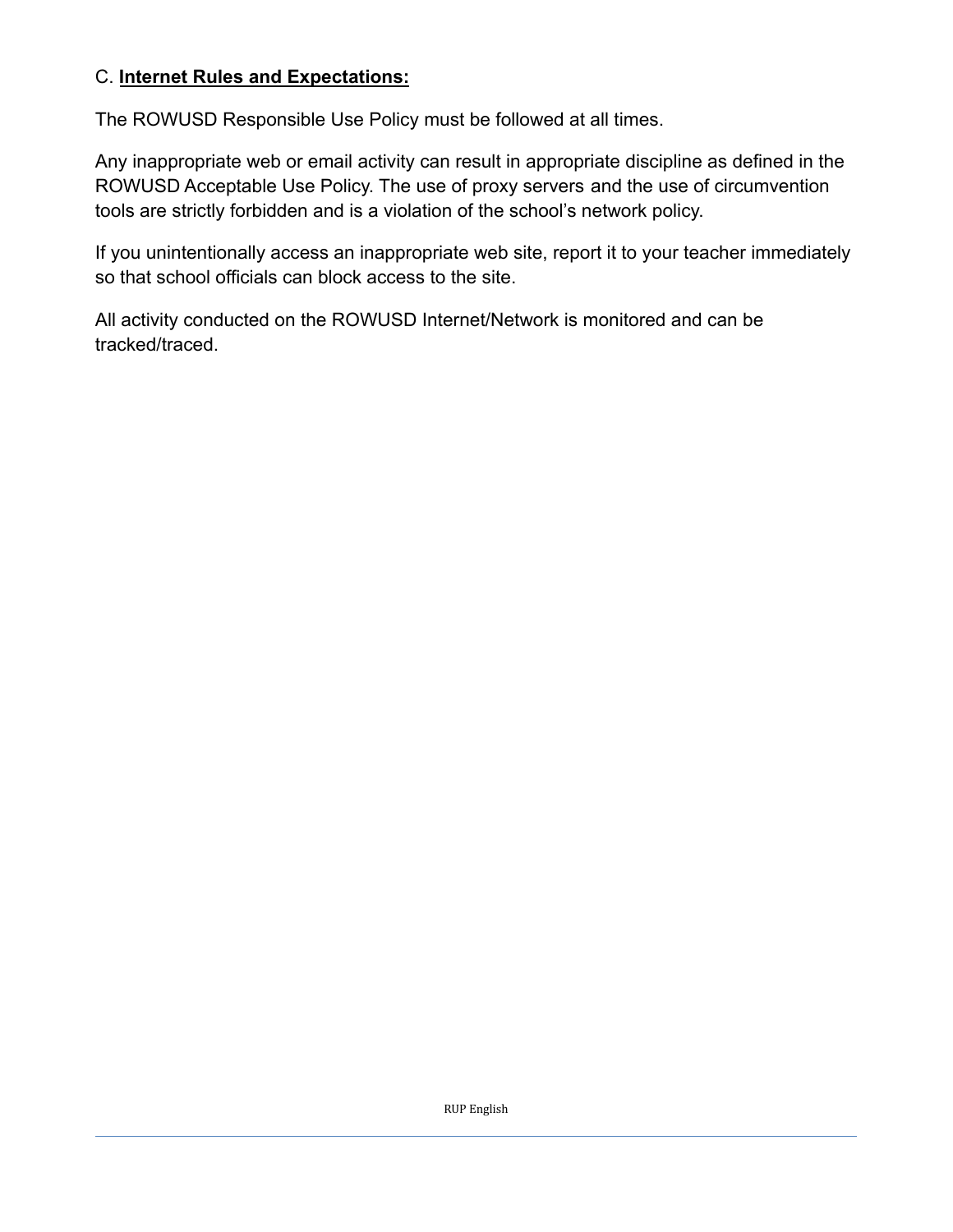C. **<u>Internet Rules and Expectations:</u>**

The ROWUSD Responsible Use Policy must be followed at all times.

Any inappropriate web or email activity can result in appropriate discipline as defined in the ROWUSD Acceptable Use Policy. The use of proxy servers and the use of circumvention tools are strictly forbidden and is a violation of the school's network policy.

If you unintentionally access an inappropriate web site, report it to your teacher immediately so that school officials can block access to the site.

All activity conducted on the ROWUSD Internet/Network is monitored and can be tracked/traced.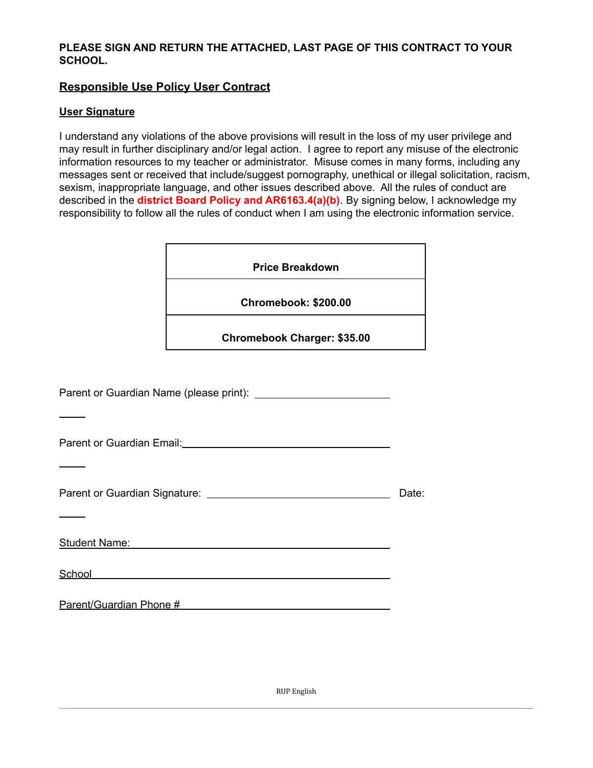**PLEASE SIGN AND RETURN THE ATTACHED, LAST PAGE OF THIS CONTRACT TO YOUR SCHOOL.**

## Responsible Use Policy User Contract

### User Signature

I understand any violations of the above provisions will result in the loss of my user privilege and may result in further disciplinary and/or legal action. I agree to report any misuse of the electronic information resources to my teacher or administrator. Misuse comes in many forms, including any messages sent or received that include/suggest pornography, unethical or illegal solicitation, racism, sexism, inappropriate language, and other issues described above. All the rules of conduct are described in the **district Board Policy and AR6163.4(a)(b)**. By signing below, I acknowledge my responsibility to follow all the rules of conduct when I am using the electronic information service.

| Price Breakdown |
|---|
| **Chromebook: $200.00** |
| **Chromebook Charger: $35.00** |

Parent or Guardian Name (please print): ______________________

Parent or Guardian Email: ______________________

Parent or Guardian Signature: ______________________ Date:

Student Name: ______________________

School ______________________

Parent/Guardian Phone # ______________________

RUP English